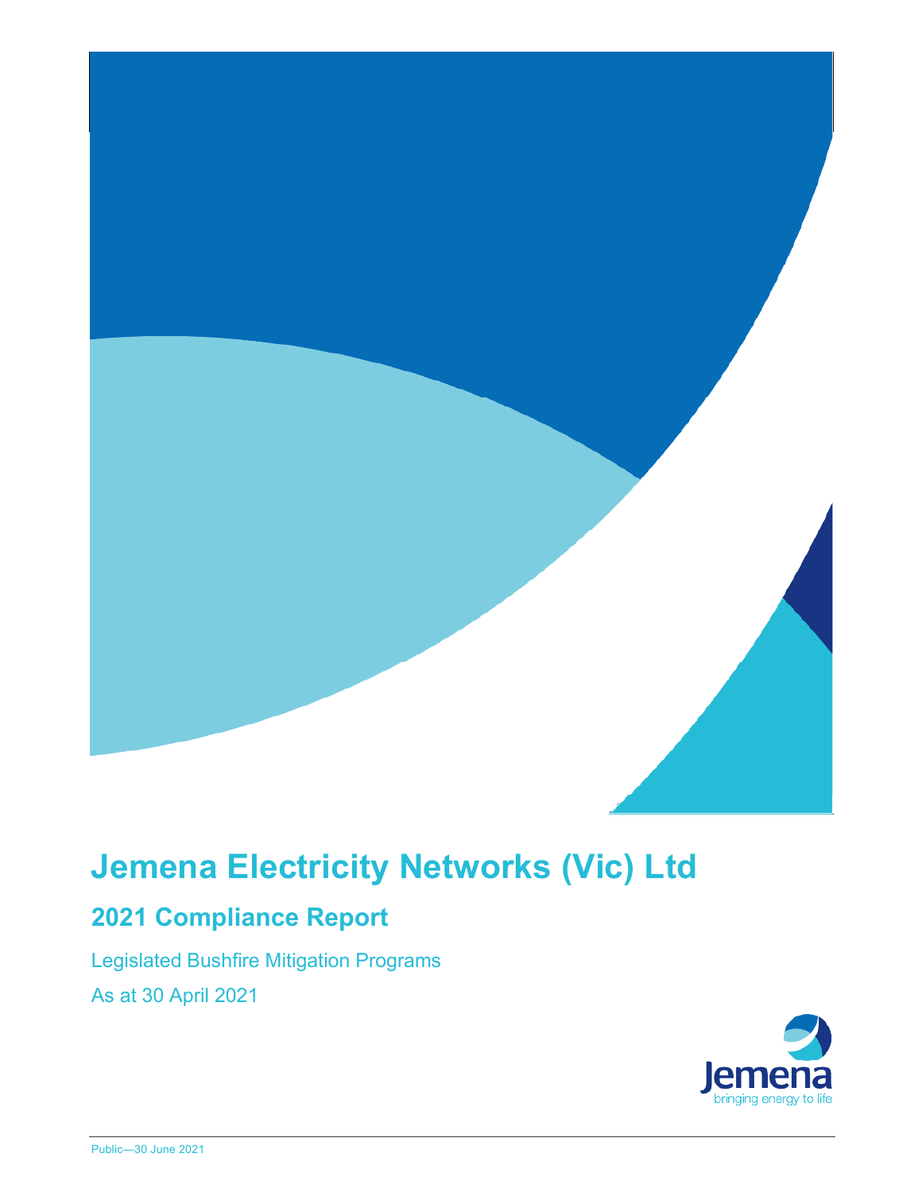# Jemena Electricity Networks (Vic) Ltd

## 2021 Compliance Report

Legislated Bushfire Mitigation Programs

As at 30 April 2021

Public—30 June 2021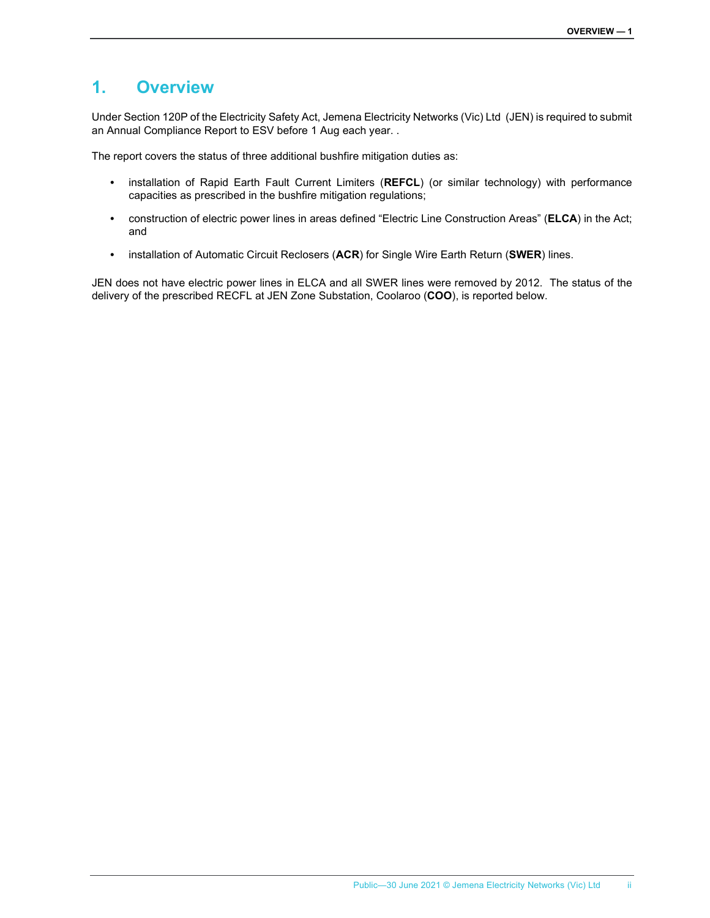# 1. Overview

Under Section 120P of the Electricity Safety Act, Jemena Electricity Networks (Vic) Ltd (JEN) is required to submit an Annual Compliance Report to ESV before 1 Aug each year. .

The report covers the status of three additional bushfire mitigation duties as:

- installation of Rapid Earth Fault Current Limiters (**REFCL**) (or similar technology) with performance capacities as prescribed in the bushfire mitigation regulations;
- construction of electric power lines in areas defined "Electric Line Construction Areas" (**ELCA**) in the Act; and
- installation of Automatic Circuit Reclosers (**ACR**) for Single Wire Earth Return (**SWER**) lines.

JEN does not have electric power lines in ELCA and all SWER lines were removed by 2012. The status of the delivery of the prescribed RECFL at JEN Zone Substation, Coolaroo (**COO**), is reported below.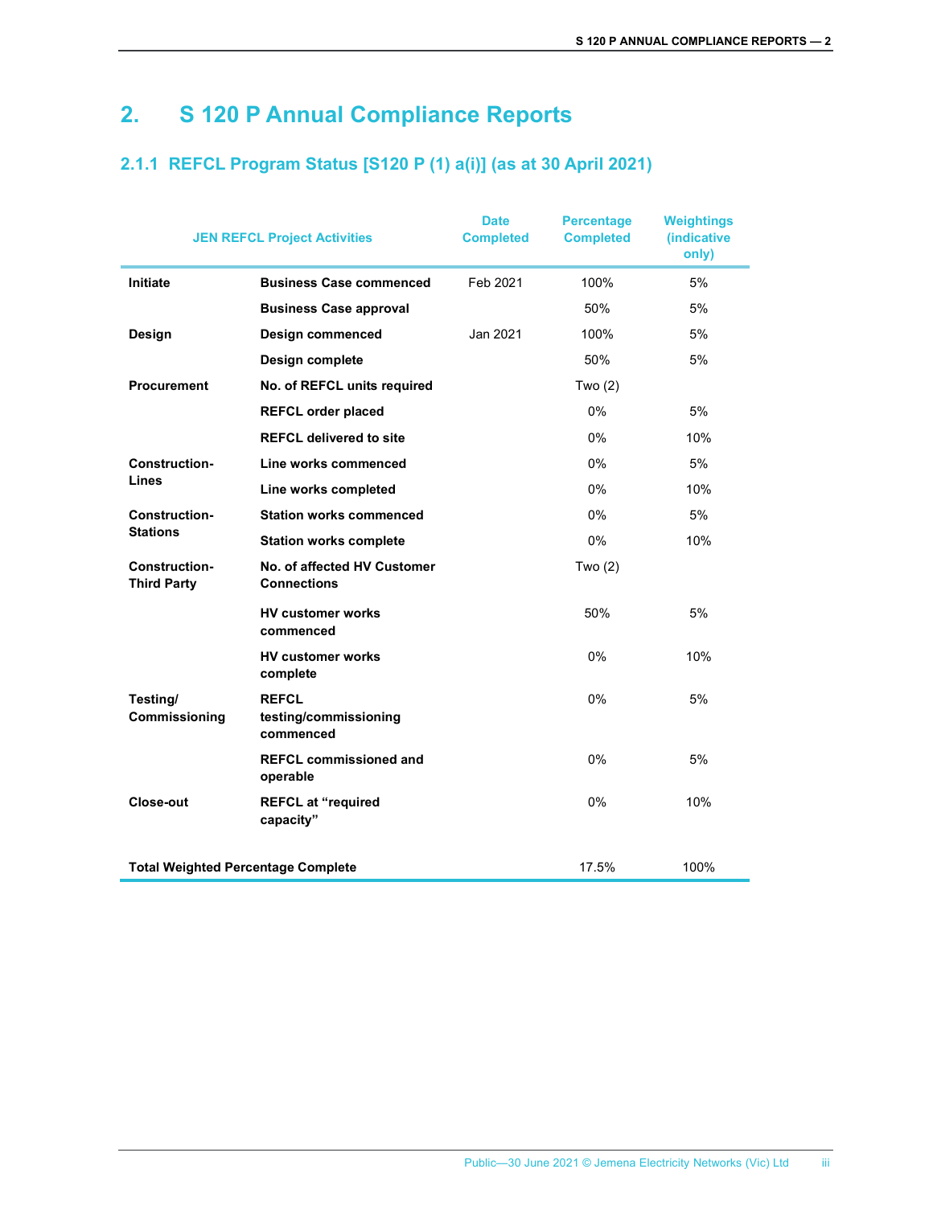# 2. S 120 P Annual Compliance Reports

## 2.1.1 REFCL Program Status [S120 P (1) a(i)] (as at 30 April 2021)

| JEN REFCL Project Activities | | Date Completed | Percentage Completed | Weightings (indicative only) |
|---|---|---|---|---|
| **Initiate** | **Business Case commenced** | Feb 2021 | 100% | 5% |
| | **Business Case approval** | | 50% | 5% |
| **Design** | **Design commenced** | Jan 2021 | 100% | 5% |
| | **Design complete** | | 50% | 5% |
| **Procurement** | **No. of REFCL units required** | | Two (2) | |
| | **REFCL order placed** | | 0% | 5% |
| | **REFCL delivered to site** | | 0% | 10% |
| **Construction-Lines** | **Line works commenced** | | 0% | 5% |
| | **Line works completed** | | 0% | 10% |
| **Construction-Stations** | **Station works commenced** | | 0% | 5% |
| | **Station works complete** | | 0% | 10% |
| **Construction-Third Party** | **No. of affected HV Customer Connections** | | Two (2) | |
| | **HV customer works commenced** | | 50% | 5% |
| | **HV customer works complete** | | 0% | 10% |
| **Testing/ Commissioning** | **REFCL testing/commissioning commenced** | | 0% | 5% |
| | **REFCL commissioned and operable** | | 0% | 5% |
| **Close-out** | **REFCL at "required capacity"** | | 0% | 10% |
| **Total Weighted Percentage Complete** | | | 17.5% | 100% |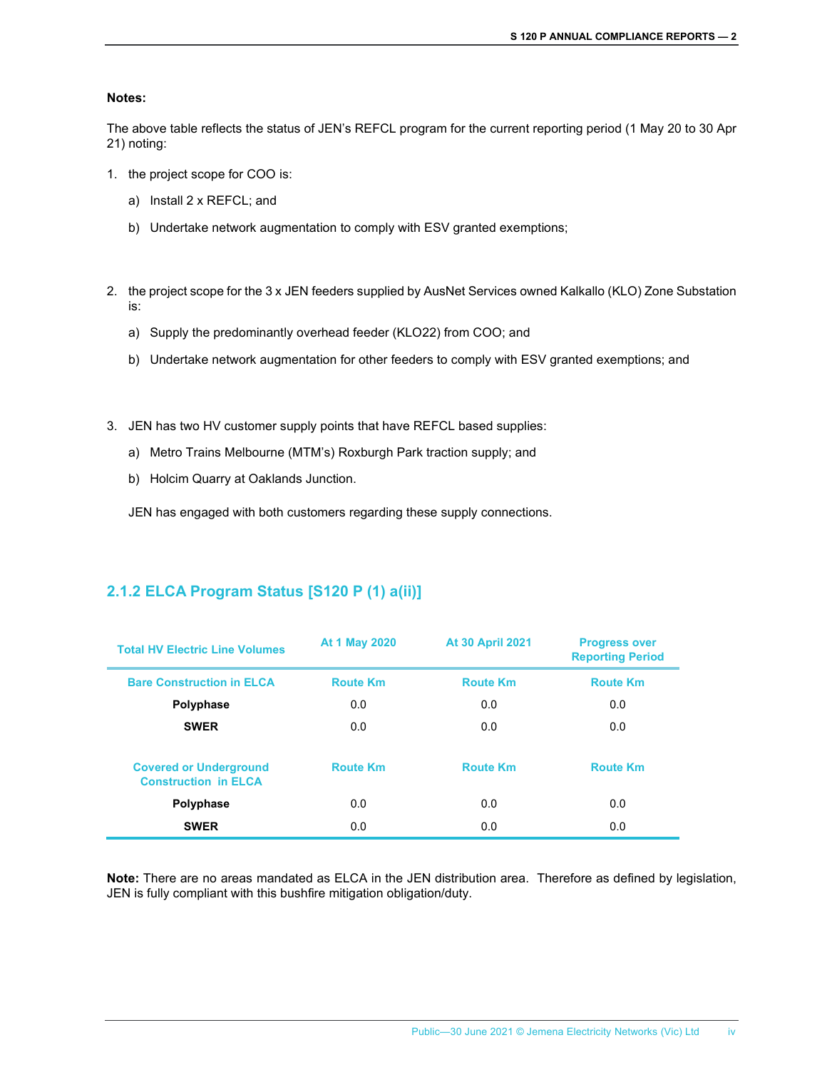**Notes:**

The above table reflects the status of JEN's REFCL program for the current reporting period (1 May 20 to 30 Apr 21) noting:

1. the project scope for COO is:
   a) Install 2 x REFCL; and
   b) Undertake network augmentation to comply with ESV granted exemptions;

2. the project scope for the 3 x JEN feeders supplied by AusNet Services owned Kalkallo (KLO) Zone Substation is:
   a) Supply the predominantly overhead feeder (KLO22) from COO; and
   b) Undertake network augmentation for other feeders to comply with ESV granted exemptions; and

3. JEN has two HV customer supply points that have REFCL based supplies:
   a) Metro Trains Melbourne (MTM's) Roxburgh Park traction supply; and
   b) Holcim Quarry at Oaklands Junction.

   JEN has engaged with both customers regarding these supply connections.

### 2.1.2 ELCA Program Status [S120 P (1) a(ii)]

| Total HV Electric Line Volumes | At 1 May 2020 | At 30 April 2021 | Progress over Reporting Period |
|---|---|---|---|
| **Bare Construction in ELCA** | **Route Km** | **Route Km** | **Route Km** |
| **Polyphase** | 0.0 | 0.0 | 0.0 |
| **SWER** | 0.0 | 0.0 | 0.0 |
| **Covered or Underground Construction in ELCA** | **Route Km** | **Route Km** | **Route Km** |
| **Polyphase** | 0.0 | 0.0 | 0.0 |
| **SWER** | 0.0 | 0.0 | 0.0 |

**Note:** There are no areas mandated as ELCA in the JEN distribution area. Therefore as defined by legislation, JEN is fully compliant with this bushfire mitigation obligation/duty.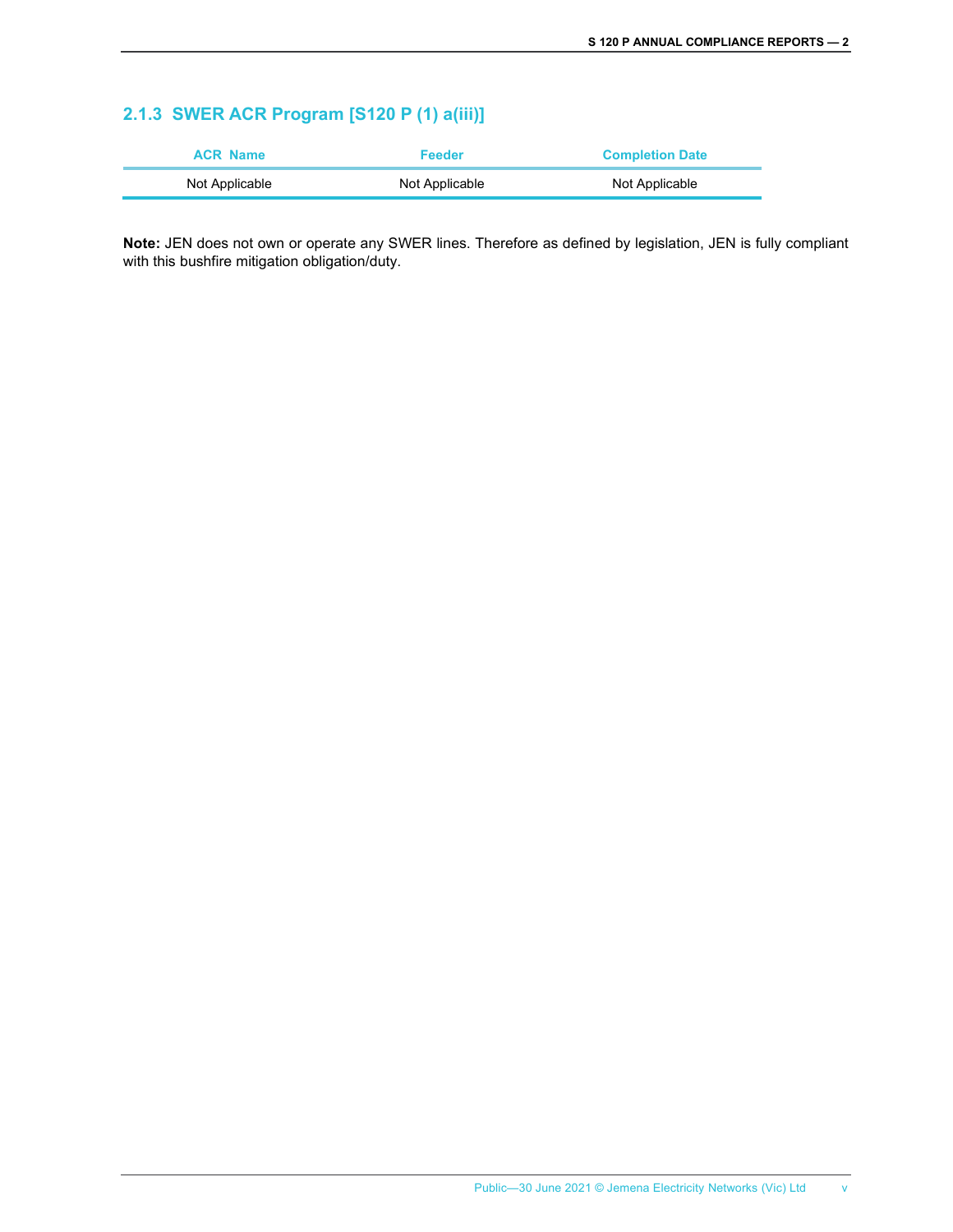### 2.1.3 SWER ACR Program [S120 P (1) a(iii)]

| ACR Name | Feeder | Completion Date |
|---|---|---|
| Not Applicable | Not Applicable | Not Applicable |

**Note:** JEN does not own or operate any SWER lines. Therefore as defined by legislation, JEN is fully compliant with this bushfire mitigation obligation/duty.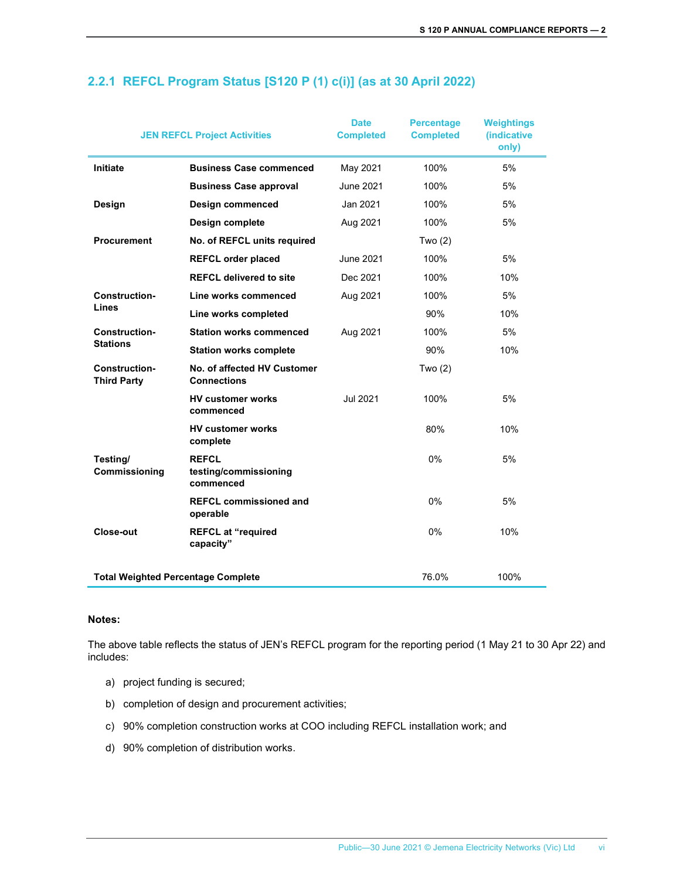### 2.2.1 REFCL Program Status [S120 P (1) c(i)] (as at 30 April 2022)

| JEN REFCL Project Activities | | Date Completed | Percentage Completed | Weightings (indicative only) |
|---|---|---|---|---|
| **Initiate** | **Business Case commenced** | May 2021 | 100% | 5% |
| | **Business Case approval** | June 2021 | 100% | 5% |
| **Design** | **Design commenced** | Jan 2021 | 100% | 5% |
| | **Design complete** | Aug 2021 | 100% | 5% |
| **Procurement** | **No. of REFCL units required** | | Two (2) | |
| | **REFCL order placed** | June 2021 | 100% | 5% |
| | **REFCL delivered to site** | Dec 2021 | 100% | 10% |
| **Construction-Lines** | **Line works commenced** | Aug 2021 | 100% | 5% |
| | **Line works completed** | | 90% | 10% |
| **Construction-Stations** | **Station works commenced** | Aug 2021 | 100% | 5% |
| | **Station works complete** | | 90% | 10% |
| **Construction-Third Party** | **No. of affected HV Customer Connections** | | Two (2) | |
| | **HV customer works commenced** | Jul 2021 | 100% | 5% |
| | **HV customer works complete** | | 80% | 10% |
| **Testing/ Commissioning** | **REFCL testing/commissioning commenced** | | 0% | 5% |
| | **REFCL commissioned and operable** | | 0% | 5% |
| **Close-out** | **REFCL at "required capacity"** | | 0% | 10% |
| **Total Weighted Percentage Complete** | | | 76.0% | 100% |

**Notes:**

The above table reflects the status of JEN's REFCL program for the reporting period (1 May 21 to 30 Apr 22) and includes:

a) project funding is secured;

b) completion of design and procurement activities;

c) 90% completion construction works at COO including REFCL installation work; and

d) 90% completion of distribution works.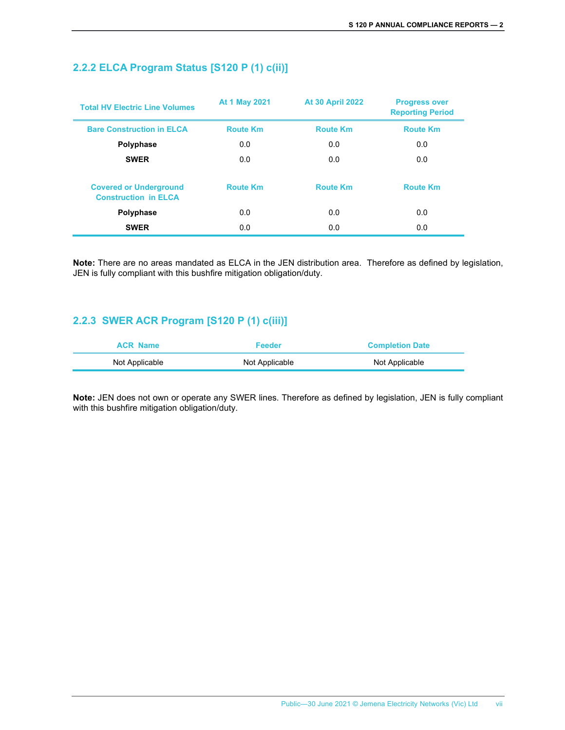### 2.2.2 ELCA Program Status [S120 P (1) c(ii)]

| Total HV Electric Line Volumes | At 1 May 2021 | At 30 April 2022 | Progress over Reporting Period |
|---|---|---|---|
| **Bare Construction in ELCA** | **Route Km** | **Route Km** | **Route Km** |
| **Polyphase** | 0.0 | 0.0 | 0.0 |
| **SWER** | 0.0 | 0.0 | 0.0 |
| **Covered or Underground Construction in ELCA** | **Route Km** | **Route Km** | **Route Km** |
| **Polyphase** | 0.0 | 0.0 | 0.0 |
| **SWER** | 0.0 | 0.0 | 0.0 |

**Note:** There are no areas mandated as ELCA in the JEN distribution area. Therefore as defined by legislation, JEN is fully compliant with this bushfire mitigation obligation/duty.

### 2.2.3 SWER ACR Program [S120 P (1) c(iii)]

| ACR Name | Feeder | Completion Date |
|---|---|---|
| Not Applicable | Not Applicable | Not Applicable |

**Note:** JEN does not own or operate any SWER lines. Therefore as defined by legislation, JEN is fully compliant with this bushfire mitigation obligation/duty.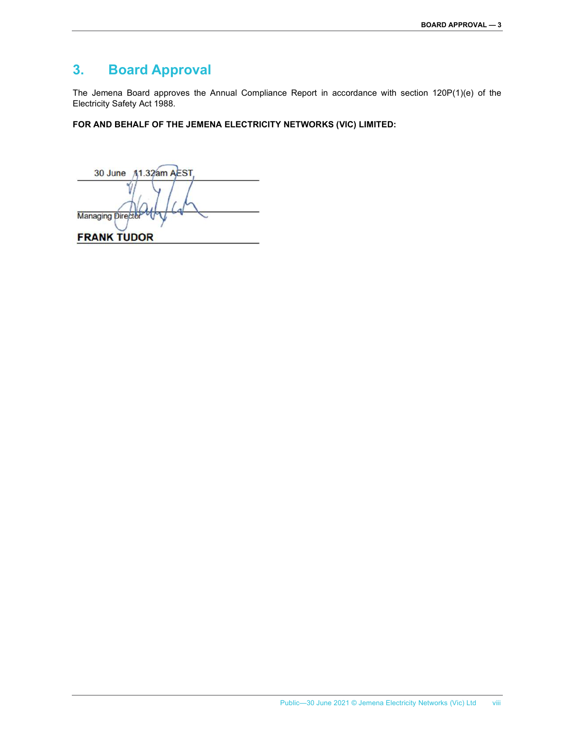# 3. Board Approval

The Jemena Board approves the Annual Compliance Report in accordance with section 120P(1)(e) of the Electricity Safety Act 1988.

**FOR AND BEHALF OF THE JEMENA ELECTRICITY NETWORKS (VIC) LIMITED:**

30 June 11.32am AEST

Managing Director

**FRANK TUDOR**